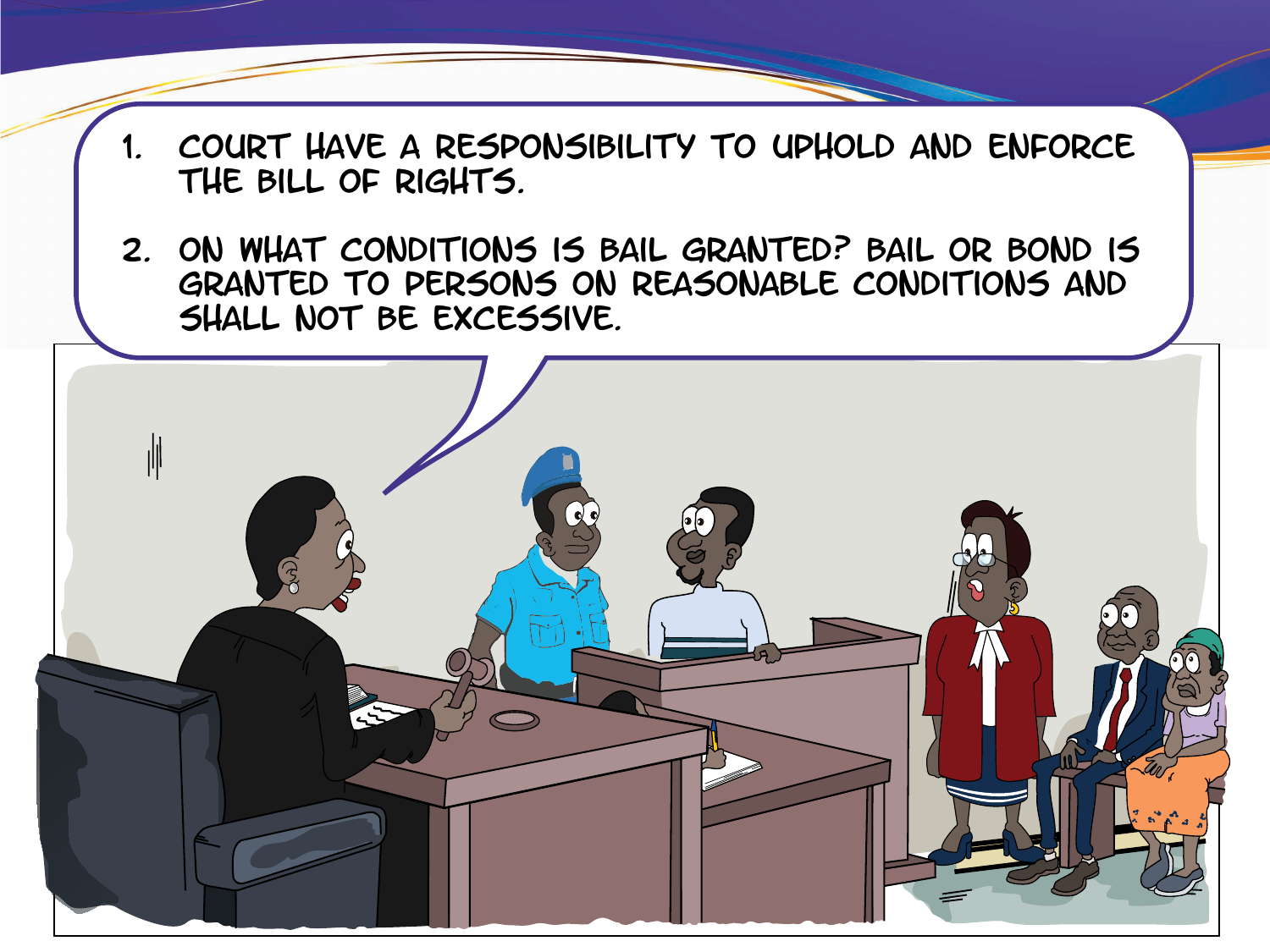1. COURT HAVE A RESPONSIBILITY TO UPHOLD AND ENFORCE THE BILL OF RIGHTS.
2. ON WHAT CONDITIONS IS BAIL GRANTED? BAIL OR BOND IS GRANTED TO PERSONS ON REASONABLE CONDITIONS AND SHALL NOT BE EXCESSIVE.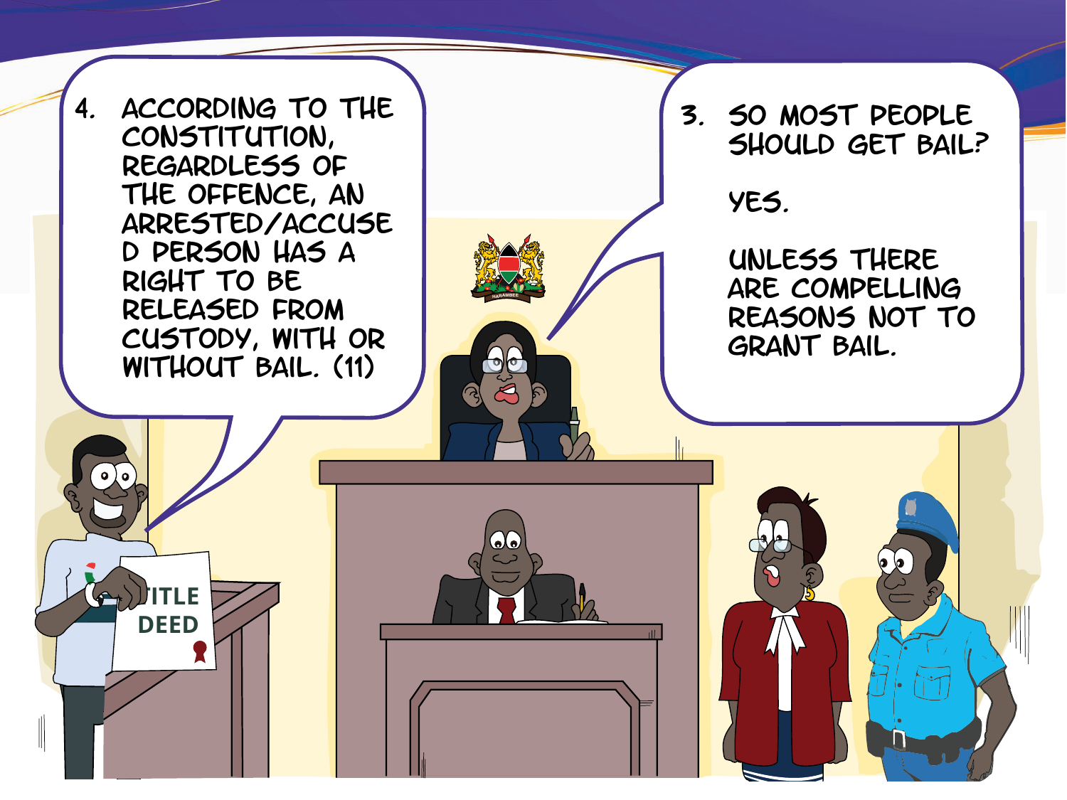3. SO MOST PEOPLE SHOULD GET BAIL?

YES.

UNLESS THERE ARE COMPELLING REASONS NOT TO GRANT BAIL.

4. ACCORDING TO THE CONSTITUTION, REGARDLESS OF THE OFFENCE, AN ARRESTED/ACCUSED PERSON HAS A RIGHT TO BE RELEASED FROM CUSTODY, WITH OR WITHOUT BAIL. (11)

TITLE DEED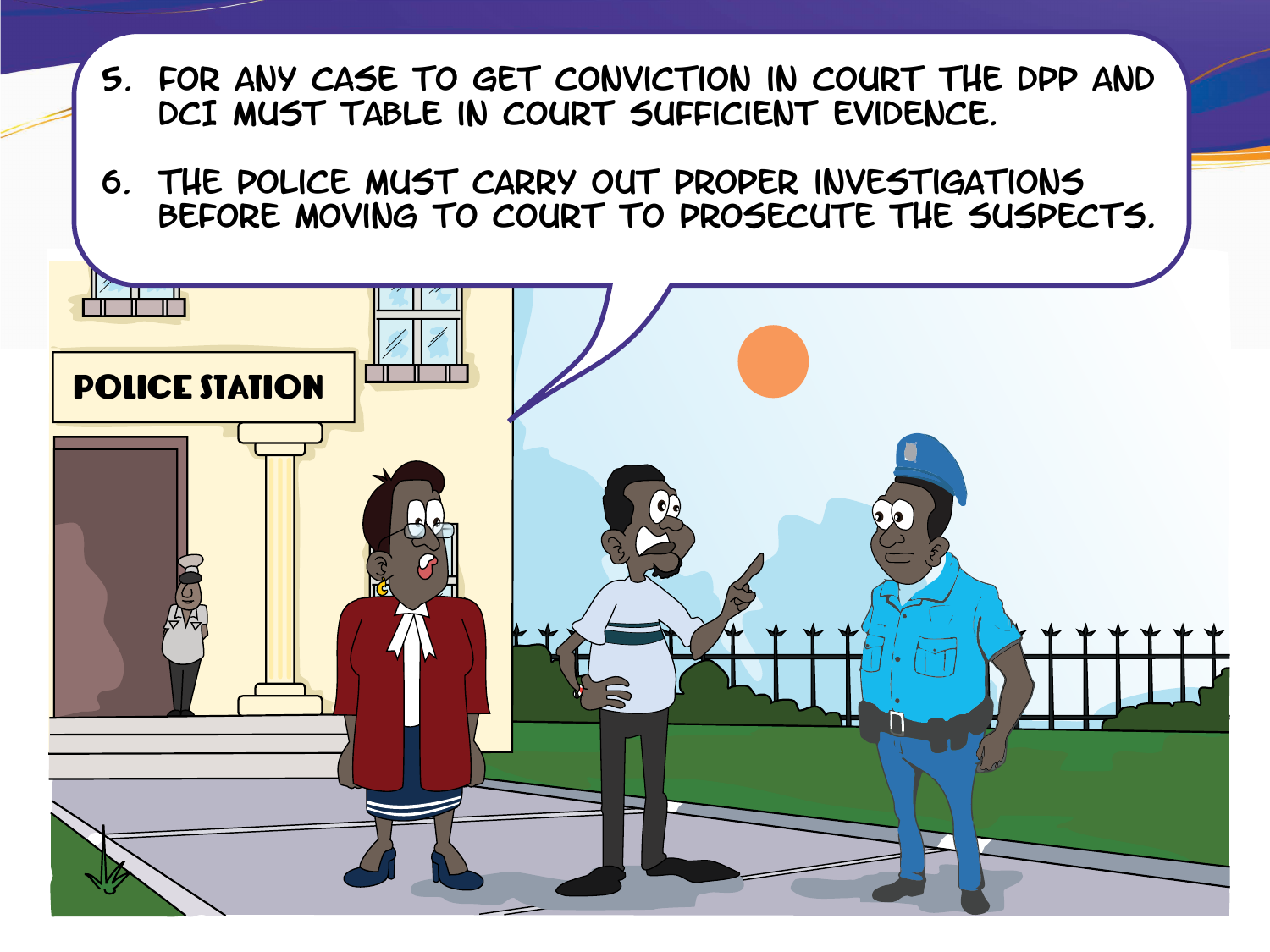5. FOR ANY CASE TO GET CONVICTION IN COURT THE DPP AND DCI MUST TABLE IN COURT SUFFICIENT EVIDENCE.

6. THE POLICE MUST CARRY OUT PROPER INVESTIGATIONS BEFORE MOVING TO COURT TO PROSECUTE THE SUSPECTS.

POLICE STATION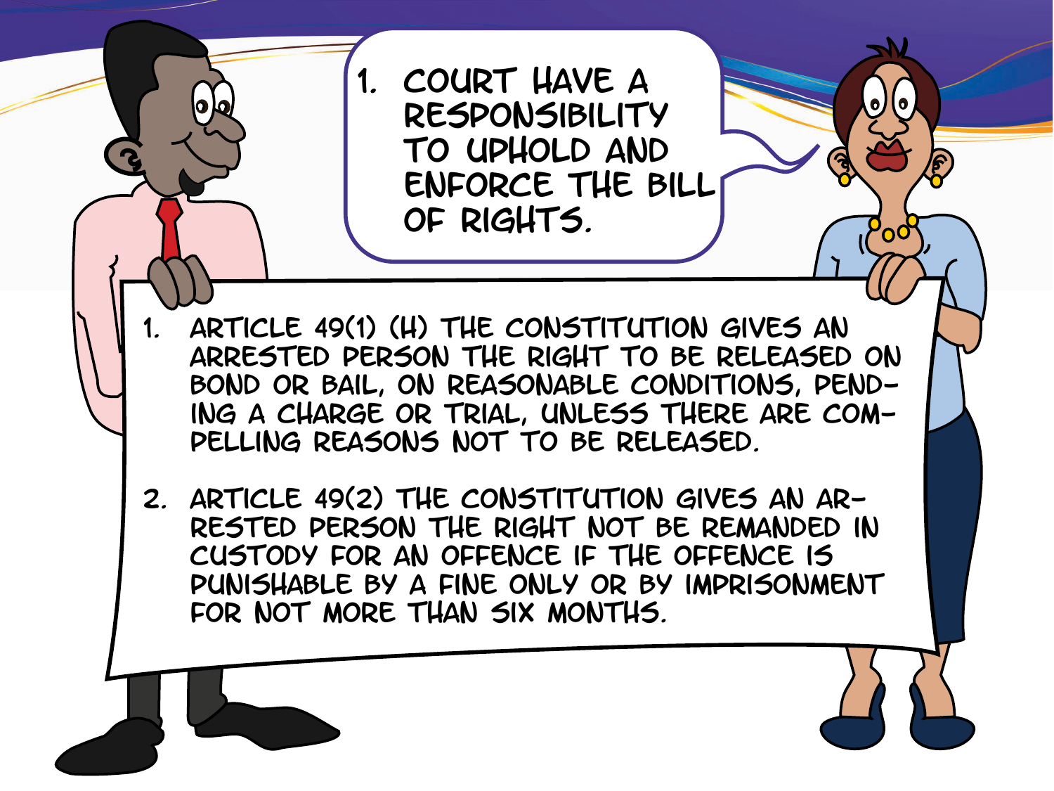1. COURT HAVE A RESPONSIBILITY TO UPHOLD AND ENFORCE THE BILL OF RIGHTS.

1. ARTICLE 49(1) (H) THE CONSTITUTION GIVES AN ARRESTED PERSON THE RIGHT TO BE RELEASED ON BOND OR BAIL, ON REASONABLE CONDITIONS, PENDING A CHARGE OR TRIAL, UNLESS THERE ARE COMPELLING REASONS NOT TO BE RELEASED.

2. ARTICLE 49(2) THE CONSTITUTION GIVES AN ARRESTED PERSON THE RIGHT NOT BE REMANDED IN CUSTODY FOR AN OFFENCE IF THE OFFENCE IS PUNISHABLE BY A FINE ONLY OR BY IMPRISONMENT FOR NOT MORE THAN SIX MONTHS.